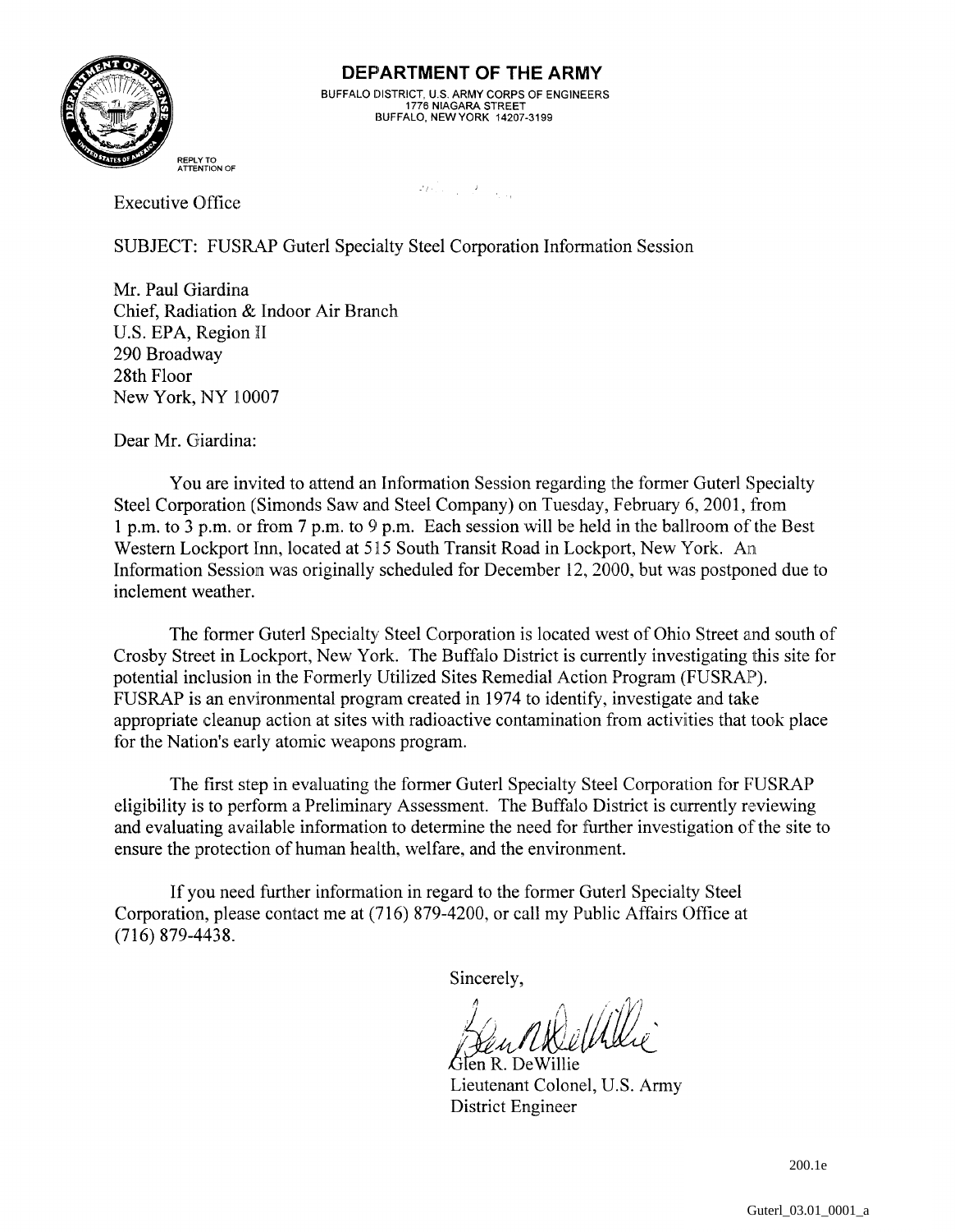# DEPARTMENT OF THE ARMY

BUFFALO DISTRICT, U.S. ARMY CORPS OF ENGINEERS
1776 NIAGARA STREET
BUFFALO, NEW YORK 14207-3199

REPLY TO
ATTENTION OF

Executive Office

SUBJECT: FUSRAP Guterl Specialty Steel Corporation Information Session

Mr. Paul Giardina
Chief, Radiation & Indoor Air Branch
U.S. EPA, Region II
290 Broadway
28th Floor
New York, NY 10007

Dear Mr. Giardina:

You are invited to attend an Information Session regarding the former Guterl Specialty Steel Corporation (Simonds Saw and Steel Company) on Tuesday, February 6, 2001, from 1 p.m. to 3 p.m. or from 7 p.m. to 9 p.m. Each session will be held in the ballroom of the Best Western Lockport Inn, located at 515 South Transit Road in Lockport, New York. An Information Session was originally scheduled for December 12, 2000, but was postponed due to inclement weather.

The former Guterl Specialty Steel Corporation is located west of Ohio Street and south of Crosby Street in Lockport, New York. The Buffalo District is currently investigating this site for potential inclusion in the Formerly Utilized Sites Remedial Action Program (FUSRAP). FUSRAP is an environmental program created in 1974 to identify, investigate and take appropriate cleanup action at sites with radioactive contamination from activities that took place for the Nation's early atomic weapons program.

The first step in evaluating the former Guterl Specialty Steel Corporation for FUSRAP eligibility is to perform a Preliminary Assessment. The Buffalo District is currently reviewing and evaluating available information to determine the need for further investigation of the site to ensure the protection of human health, welfare, and the environment.

If you need further information in regard to the former Guterl Specialty Steel Corporation, please contact me at (716) 879-4200, or call my Public Affairs Office at (716) 879-4438.

Sincerely,

Glen R. DeWillie
Lieutenant Colonel, U.S. Army
District Engineer

200.1e

Guterl_03.01_0001_a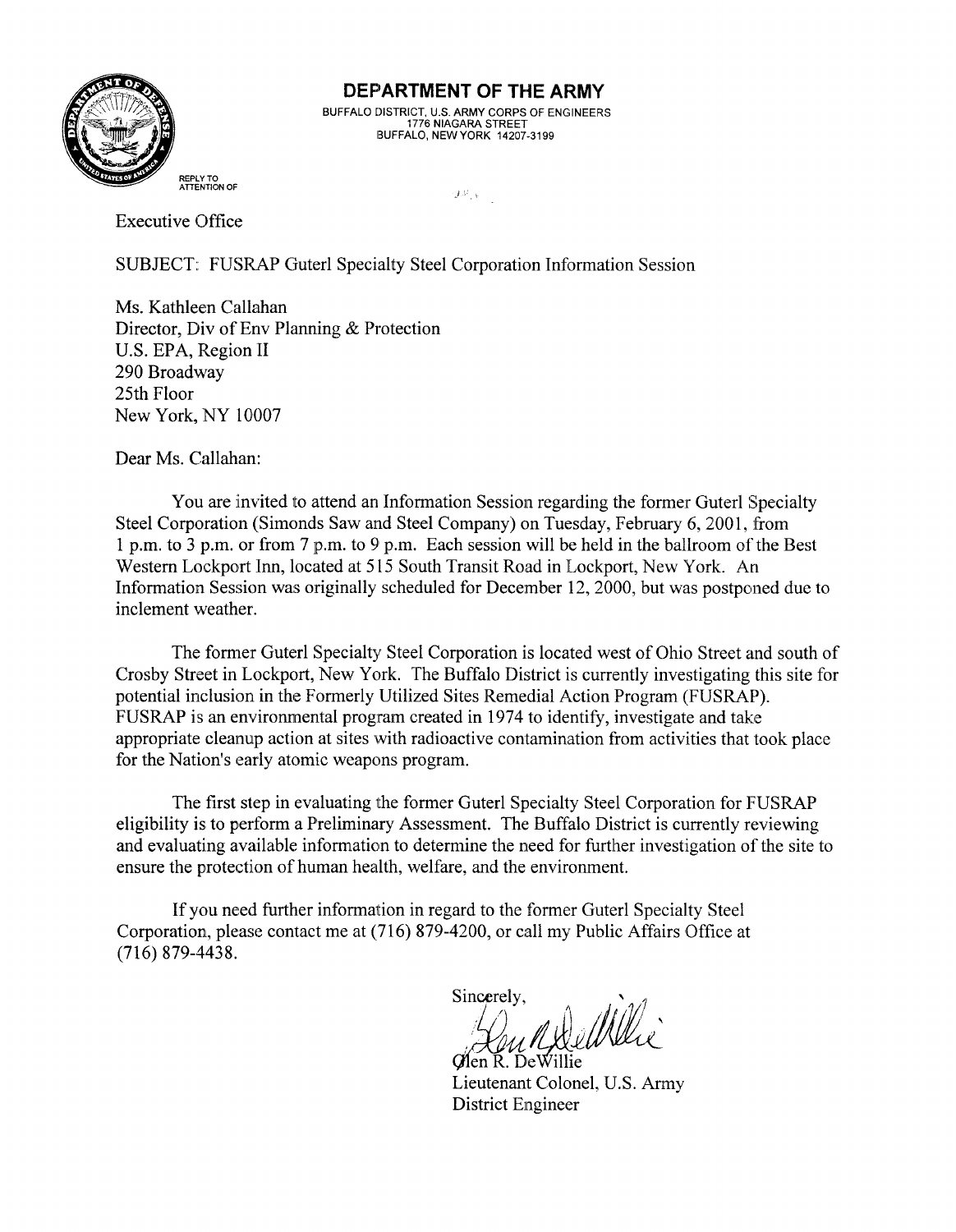# DEPARTMENT OF THE ARMY

BUFFALO DISTRICT, U.S. ARMY CORPS OF ENGINEERS
1776 NIAGARA STREET
BUFFALO, NEW YORK 14207-3199

REPLY TO
ATTENTION OF

Executive Office

SUBJECT: FUSRAP Guterl Specialty Steel Corporation Information Session

Ms. Kathleen Callahan
Director, Div of Env Planning & Protection
U.S. EPA, Region II
290 Broadway
25th Floor
New York, NY 10007

Dear Ms. Callahan:

You are invited to attend an Information Session regarding the former Guterl Specialty Steel Corporation (Simonds Saw and Steel Company) on Tuesday, February 6, 2001, from 1 p.m. to 3 p.m. or from 7 p.m. to 9 p.m. Each session will be held in the ballroom of the Best Western Lockport Inn, located at 515 South Transit Road in Lockport, New York. An Information Session was originally scheduled for December 12, 2000, but was postponed due to inclement weather.

The former Guterl Specialty Steel Corporation is located west of Ohio Street and south of Crosby Street in Lockport, New York. The Buffalo District is currently investigating this site for potential inclusion in the Formerly Utilized Sites Remedial Action Program (FUSRAP). FUSRAP is an environmental program created in 1974 to identify, investigate and take appropriate cleanup action at sites with radioactive contamination from activities that took place for the Nation's early atomic weapons program.

The first step in evaluating the former Guterl Specialty Steel Corporation for FUSRAP eligibility is to perform a Preliminary Assessment. The Buffalo District is currently reviewing and evaluating available information to determine the need for further investigation of the site to ensure the protection of human health, welfare, and the environment.

If you need further information in regard to the former Guterl Specialty Steel Corporation, please contact me at (716) 879-4200, or call my Public Affairs Office at (716) 879-4438.

Sincerely,

Glen R. DeWillie
Lieutenant Colonel, U.S. Army
District Engineer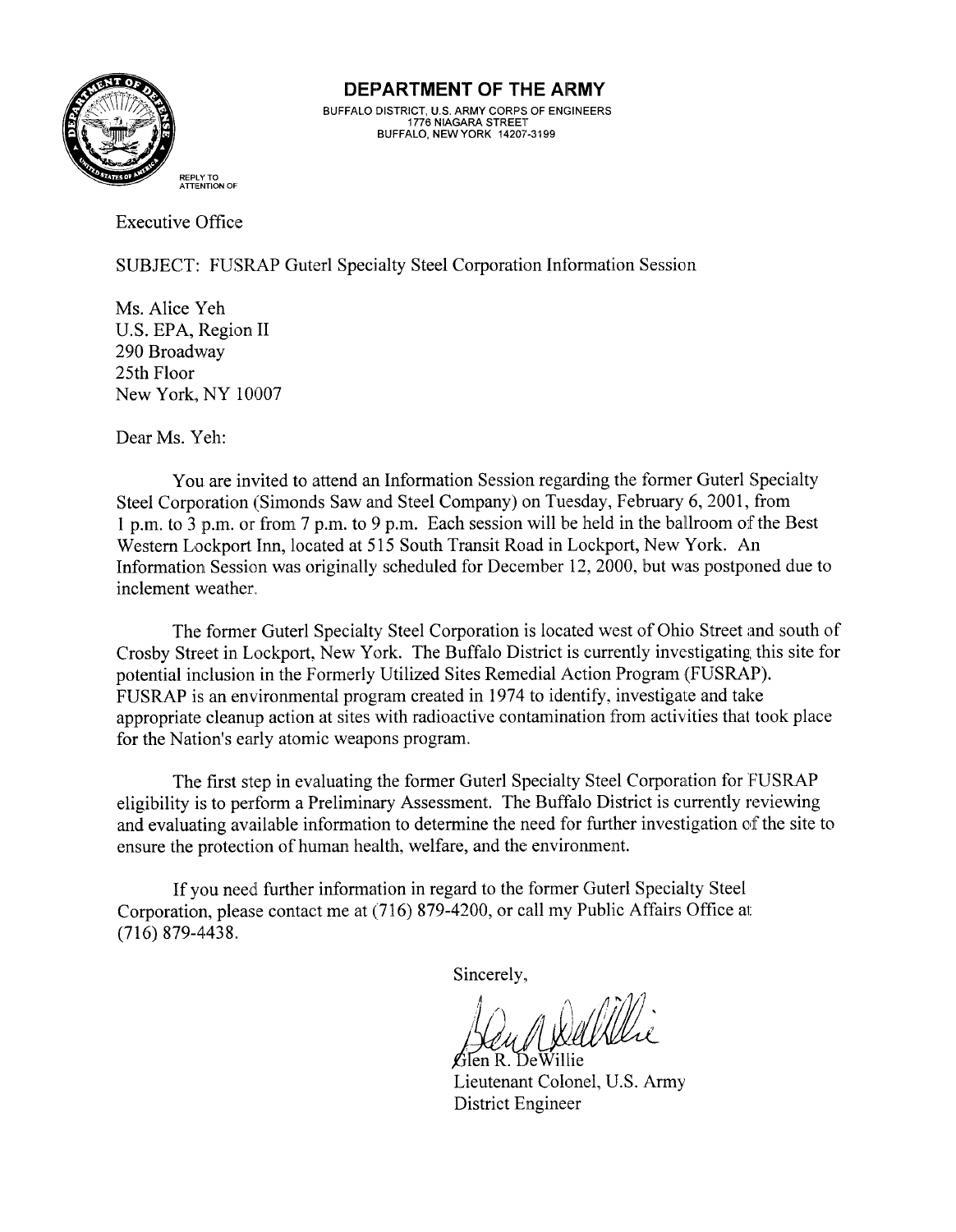# DEPARTMENT OF THE ARMY

BUFFALO DISTRICT, U.S. ARMY CORPS OF ENGINEERS
1776 NIAGARA STREET
BUFFALO, NEW YORK 14207-3199

REPLY TO
ATTENTION OF

Executive Office

SUBJECT: FUSRAP Guterl Specialty Steel Corporation Information Session

Ms. Alice Yeh
U.S. EPA, Region II
290 Broadway
25th Floor
New York, NY 10007

Dear Ms. Yeh:

You are invited to attend an Information Session regarding the former Guterl Specialty Steel Corporation (Simonds Saw and Steel Company) on Tuesday, February 6, 2001, from 1 p.m. to 3 p.m. or from 7 p.m. to 9 p.m. Each session will be held in the ballroom of the Best Western Lockport Inn, located at 515 South Transit Road in Lockport, New York. An Information Session was originally scheduled for December 12, 2000, but was postponed due to inclement weather.

The former Guterl Specialty Steel Corporation is located west of Ohio Street and south of Crosby Street in Lockport, New York. The Buffalo District is currently investigating this site for potential inclusion in the Formerly Utilized Sites Remedial Action Program (FUSRAP). FUSRAP is an environmental program created in 1974 to identify, investigate and take appropriate cleanup action at sites with radioactive contamination from activities that took place for the Nation's early atomic weapons program.

The first step in evaluating the former Guterl Specialty Steel Corporation for FUSRAP eligibility is to perform a Preliminary Assessment. The Buffalo District is currently reviewing and evaluating available information to determine the need for further investigation of the site to ensure the protection of human health, welfare, and the environment.

If you need further information in regard to the former Guterl Specialty Steel Corporation, please contact me at (716) 879-4200, or call my Public Affairs Office at (716) 879-4438.

Sincerely,

Glen R. DeWillie
Lieutenant Colonel, U.S. Army
District Engineer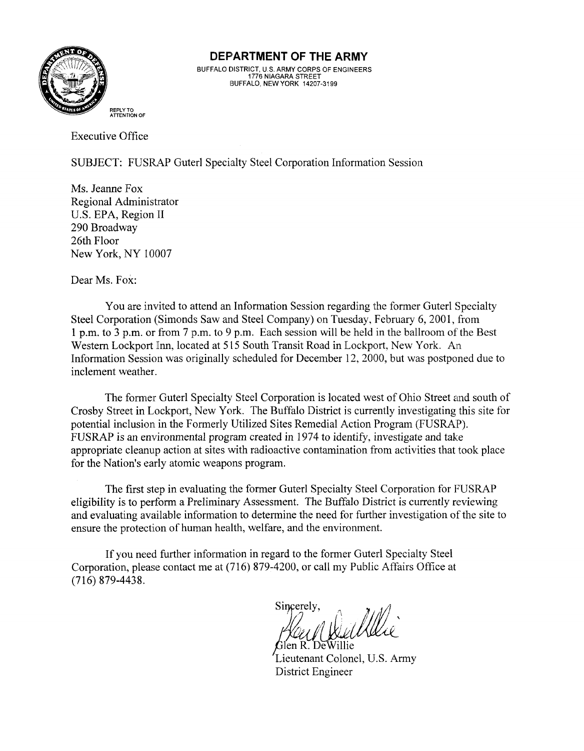# DEPARTMENT OF THE ARMY

BUFFALO DISTRICT, U.S. ARMY CORPS OF ENGINEERS
1776 NIAGARA STREET
BUFFALO, NEW YORK 14207-3199

REPLY TO
ATTENTION OF

Executive Office

SUBJECT: FUSRAP Guterl Specialty Steel Corporation Information Session

Ms. Jeanne Fox
Regional Administrator
U.S. EPA, Region II
290 Broadway
26th Floor
New York, NY 10007

Dear Ms. Fox:

You are invited to attend an Information Session regarding the former Guterl Specialty Steel Corporation (Simonds Saw and Steel Company) on Tuesday, February 6, 2001, from 1 p.m. to 3 p.m. or from 7 p.m. to 9 p.m. Each session will be held in the ballroom of the Best Western Lockport Inn, located at 515 South Transit Road in Lockport, New York. An Information Session was originally scheduled for December 12, 2000, but was postponed due to inclement weather.

The former Guterl Specialty Steel Corporation is located west of Ohio Street and south of Crosby Street in Lockport, New York. The Buffalo District is currently investigating this site for potential inclusion in the Formerly Utilized Sites Remedial Action Program (FUSRAP). FUSRAP is an environmental program created in 1974 to identify, investigate and take appropriate cleanup action at sites with radioactive contamination from activities that took place for the Nation's early atomic weapons program.

The first step in evaluating the former Guterl Specialty Steel Corporation for FUSRAP eligibility is to perform a Preliminary Assessment. The Buffalo District is currently reviewing and evaluating available information to determine the need for further investigation of the site to ensure the protection of human health, welfare, and the environment.

If you need further information in regard to the former Guterl Specialty Steel Corporation, please contact me at (716) 879-4200, or call my Public Affairs Office at (716) 879-4438.

Sincerely,

Glen R. DeWillie
Lieutenant Colonel, U.S. Army
District Engineer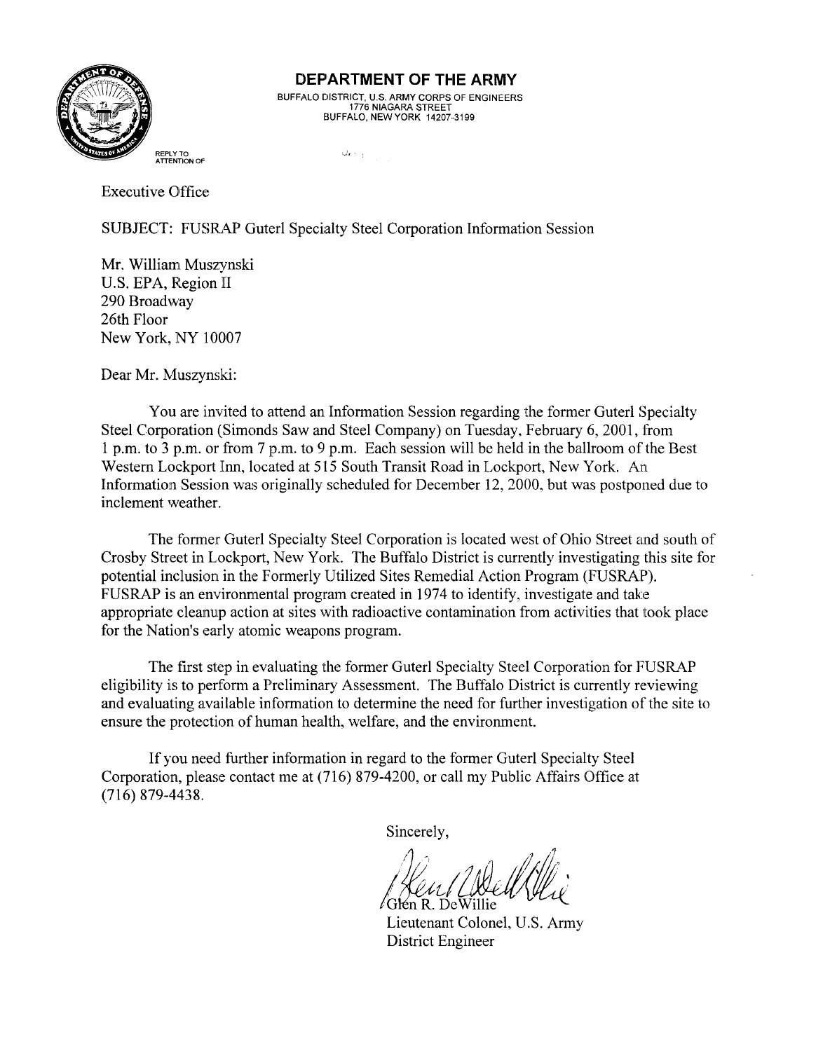# DEPARTMENT OF THE ARMY

BUFFALO DISTRICT, U.S. ARMY CORPS OF ENGINEERS
1776 NIAGARA STREET
BUFFALO, NEW YORK 14207-3199

REPLY TO
ATTENTION OF

Executive Office

SUBJECT: FUSRAP Guterl Specialty Steel Corporation Information Session

Mr. William Muszynski
U.S. EPA, Region II
290 Broadway
26th Floor
New York, NY 10007

Dear Mr. Muszynski:

You are invited to attend an Information Session regarding the former Guterl Specialty Steel Corporation (Simonds Saw and Steel Company) on Tuesday, February 6, 2001, from 1 p.m. to 3 p.m. or from 7 p.m. to 9 p.m. Each session will be held in the ballroom of the Best Western Lockport Inn, located at 515 South Transit Road in Lockport, New York. An Information Session was originally scheduled for December 12, 2000, but was postponed due to inclement weather.

The former Guterl Specialty Steel Corporation is located west of Ohio Street and south of Crosby Street in Lockport, New York. The Buffalo District is currently investigating this site for potential inclusion in the Formerly Utilized Sites Remedial Action Program (FUSRAP). FUSRAP is an environmental program created in 1974 to identify, investigate and take appropriate cleanup action at sites with radioactive contamination from activities that took place for the Nation's early atomic weapons program.

The first step in evaluating the former Guterl Specialty Steel Corporation for FUSRAP eligibility is to perform a Preliminary Assessment. The Buffalo District is currently reviewing and evaluating available information to determine the need for further investigation of the site to ensure the protection of human health, welfare, and the environment.

If you need further information in regard to the former Guterl Specialty Steel Corporation, please contact me at (716) 879-4200, or call my Public Affairs Office at (716) 879-4438.

Sincerely,

Glen R. DeWillie
Lieutenant Colonel, U.S. Army
District Engineer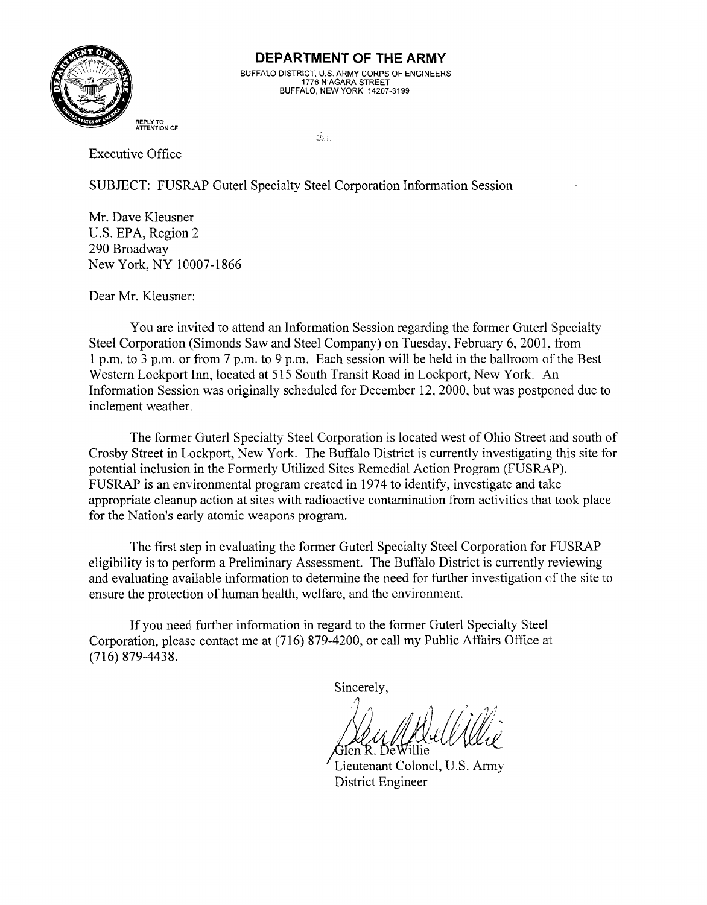**DEPARTMENT OF THE ARMY**

BUFFALO DISTRICT, U.S. ARMY CORPS OF ENGINEERS
1776 NIAGARA STREET
BUFFALO, NEW YORK 14207-3199

REPLY TO
ATTENTION OF

Executive Office

SUBJECT: FUSRAP Guterl Specialty Steel Corporation Information Session

Mr. Dave Kleusner
U.S. EPA, Region 2
290 Broadway
New York, NY 10007-1866

Dear Mr. Kleusner:

You are invited to attend an Information Session regarding the former Guterl Specialty Steel Corporation (Simonds Saw and Steel Company) on Tuesday, February 6, 2001, from 1 p.m. to 3 p.m. or from 7 p.m. to 9 p.m. Each session will be held in the ballroom of the Best Western Lockport Inn, located at 515 South Transit Road in Lockport, New York. An Information Session was originally scheduled for December 12, 2000, but was postponed due to inclement weather.

The former Guterl Specialty Steel Corporation is located west of Ohio Street and south of Crosby Street in Lockport, New York. The Buffalo District is currently investigating this site for potential inclusion in the Formerly Utilized Sites Remedial Action Program (FUSRAP). FUSRAP is an environmental program created in 1974 to identify, investigate and take appropriate cleanup action at sites with radioactive contamination from activities that took place for the Nation's early atomic weapons program.

The first step in evaluating the former Guterl Specialty Steel Corporation for FUSRAP eligibility is to perform a Preliminary Assessment. The Buffalo District is currently reviewing and evaluating available information to determine the need for further investigation of the site to ensure the protection of human health, welfare, and the environment.

If you need further information in regard to the former Guterl Specialty Steel Corporation, please contact me at (716) 879-4200, or call my Public Affairs Office at (716) 879-4438.

Sincerely,

Glen R. DeWillie
Lieutenant Colonel, U.S. Army
District Engineer